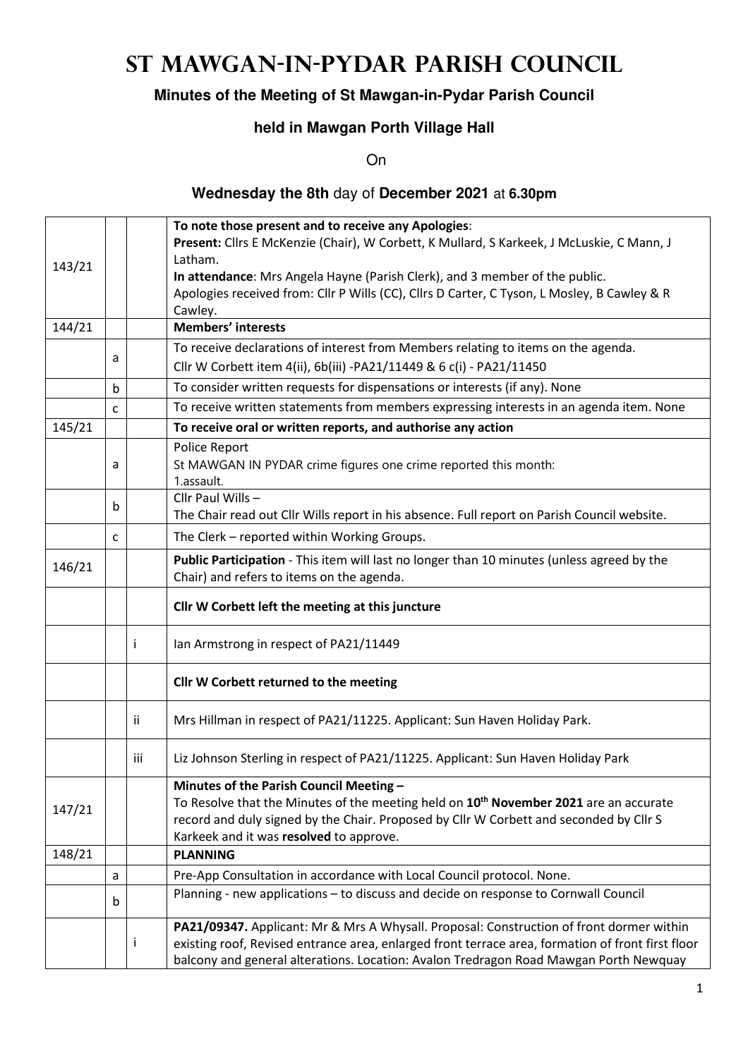# St Mawgan-in-Pydar Parish Council

**Minutes of the Meeting of St Mawgan-in-Pydar Parish Council**

**held in Mawgan Porth Village Hall**

On

**Wednesday the 8th** day of **December 2021** at **6.30pm**

| | | | |
|---|---|---|---|
| 143/21 | | | **To note those present and to receive any Apologies**:<br>**Present:** Cllrs E McKenzie (Chair), W Corbett, K Mullard, S Karkeek, J McLuskie, C Mann, J Latham.<br>**In attendance**: Mrs Angela Hayne (Parish Clerk), and 3 member of the public.<br>Apologies received from: Cllr P Wills (CC), Cllrs D Carter, C Tyson, L Mosley, B Cawley & R Cawley. |
| 144/21 | | | **Members' interests** |
| | a | | To receive declarations of interest from Members relating to items on the agenda.<br>Cllr W Corbett item 4(ii), 6b(iii) -PA21/11449 & 6 c(i) - PA21/11450 |
| | b | | To consider written requests for dispensations or interests (if any). None |
| | c | | To receive written statements from members expressing interests in an agenda item. None |
| 145/21 | | | **To receive oral or written reports, and authorise any action** |
| | a | | Police Report<br>St MAWGAN IN PYDAR crime figures one crime reported this month:<br>1.assault. |
| | b | | Cllr Paul Wills –<br>The Chair read out Cllr Wills report in his absence. Full report on Parish Council website. |
| | c | | The Clerk – reported within Working Groups. |
| 146/21 | | | **Public Participation** - This item will last no longer than 10 minutes (unless agreed by the Chair) and refers to items on the agenda. |
| | | | **Cllr W Corbett left the meeting at this juncture** |
| | | i | Ian Armstrong in respect of PA21/11449 |
| | | | **Cllr W Corbett returned to the meeting** |
| | | ii | Mrs Hillman in respect of PA21/11225. Applicant: Sun Haven Holiday Park. |
| | | iii | Liz Johnson Sterling in respect of PA21/11225. Applicant: Sun Haven Holiday Park |
| 147/21 | | | **Minutes of the Parish Council Meeting –**<br>To Resolve that the Minutes of the meeting held on **10th November 2021** are an accurate record and duly signed by the Chair. Proposed by Cllr W Corbett and seconded by Cllr S Karkeek and it was **resolved** to approve. |
| 148/21 | | | **PLANNING** |
| | a | | Pre-App Consultation in accordance with Local Council protocol. None. |
| | b | | Planning - new applications – to discuss and decide on response to Cornwall Council |
| | | i | **PA21/09347.** Applicant: Mr & Mrs A Whysall. Proposal: Construction of front dormer within existing roof, Revised entrance area, enlarged front terrace area, formation of front first floor balcony and general alterations. Location: Avalon Tredragon Road Mawgan Porth Newquay |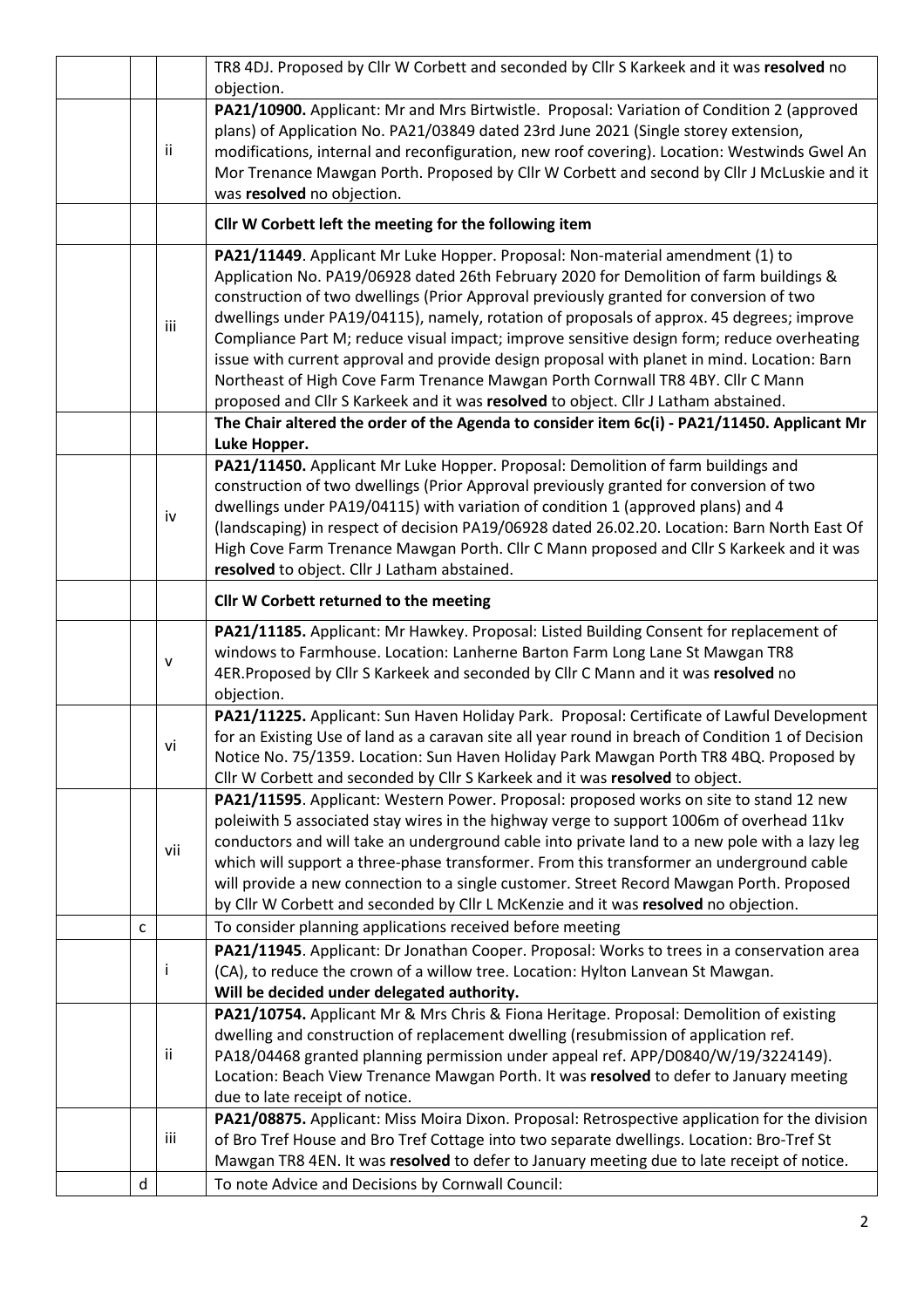| | | |
|---|---|---|
| | | TR8 4DJ. Proposed by Cllr W Corbett and seconded by Cllr S Karkeek and it was **resolved** no objection. |
| | ii | **PA21/10900.** Applicant: Mr and Mrs Birtwistle. Proposal: Variation of Condition 2 (approved plans) of Application No. PA21/03849 dated 23rd June 2021 (Single storey extension, modifications, internal and reconfiguration, new roof covering). Location: Westwinds Gwel An Mor Trenance Mawgan Porth. Proposed by Cllr W Corbett and second by Cllr J McLuskie and it was **resolved** no objection. |
| | | **Cllr W Corbett left the meeting for the following item** |
| | iii | **PA21/11449**. Applicant Mr Luke Hopper. Proposal: Non-material amendment (1) to Application No. PA19/06928 dated 26th February 2020 for Demolition of farm buildings & construction of two dwellings (Prior Approval previously granted for conversion of two dwellings under PA19/04115), namely, rotation of proposals of approx. 45 degrees; improve Compliance Part M; reduce visual impact; improve sensitive design form; reduce overheating issue with current approval and provide design proposal with planet in mind. Location: Barn Northeast of High Cove Farm Trenance Mawgan Porth Cornwall TR8 4BY. Cllr C Mann proposed and Cllr S Karkeek and it was **resolved** to object. Cllr J Latham abstained. |
| | | **The Chair altered the order of the Agenda to consider item 6c(i) - PA21/11450. Applicant Mr Luke Hopper.** |
| | iv | **PA21/11450.** Applicant Mr Luke Hopper. Proposal: Demolition of farm buildings and construction of two dwellings (Prior Approval previously granted for conversion of two dwellings under PA19/04115) with variation of condition 1 (approved plans) and 4 (landscaping) in respect of decision PA19/06928 dated 26.02.20. Location: Barn North East Of High Cove Farm Trenance Mawgan Porth. Cllr C Mann proposed and Cllr S Karkeek and it was **resolved** to object. Cllr J Latham abstained. |
| | | **Cllr W Corbett returned to the meeting** |
| | v | **PA21/11185.** Applicant: Mr Hawkey. Proposal: Listed Building Consent for replacement of windows to Farmhouse. Location: Lanherne Barton Farm Long Lane St Mawgan TR8 4ER.Proposed by Cllr S Karkeek and seconded by Cllr C Mann and it was **resolved** no objection. |
| | vi | **PA21/11225.** Applicant: Sun Haven Holiday Park. Proposal: Certificate of Lawful Development for an Existing Use of land as a caravan site all year round in breach of Condition 1 of Decision Notice No. 75/1359. Location: Sun Haven Holiday Park Mawgan Porth TR8 4BQ. Proposed by Cllr W Corbett and seconded by Cllr S Karkeek and it was **resolved** to object. |
| | vii | **PA21/11595**. Applicant: Western Power. Proposal: proposed works on site to stand 12 new poleiwith 5 associated stay wires in the highway verge to support 1006m of overhead 11kv conductors and will take an underground cable into private land to a new pole with a lazy leg which will support a three-phase transformer. From this transformer an underground cable will provide a new connection to a single customer. Street Record Mawgan Porth. Proposed by Cllr W Corbett and seconded by Cllr L McKenzie and it was **resolved** no objection. |
| c | | To consider planning applications received before meeting |
| | i | **PA21/11945**. Applicant: Dr Jonathan Cooper. Proposal: Works to trees in a conservation area (CA), to reduce the crown of a willow tree. Location: Hylton Lanvean St Mawgan. **Will be decided under delegated authority.** |
| | ii | **PA21/10754.** Applicant Mr & Mrs Chris & Fiona Heritage. Proposal: Demolition of existing dwelling and construction of replacement dwelling (resubmission of application ref. PA18/04468 granted planning permission under appeal ref. APP/D0840/W/19/3224149). Location: Beach View Trenance Mawgan Porth. It was **resolved** to defer to January meeting due to late receipt of notice. |
| | iii | **PA21/08875.** Applicant: Miss Moira Dixon. Proposal: Retrospective application for the division of Bro Tref House and Bro Tref Cottage into two separate dwellings. Location: Bro-Tref St Mawgan TR8 4EN. It was **resolved** to defer to January meeting due to late receipt of notice. |
| d | | To note Advice and Decisions by Cornwall Council: |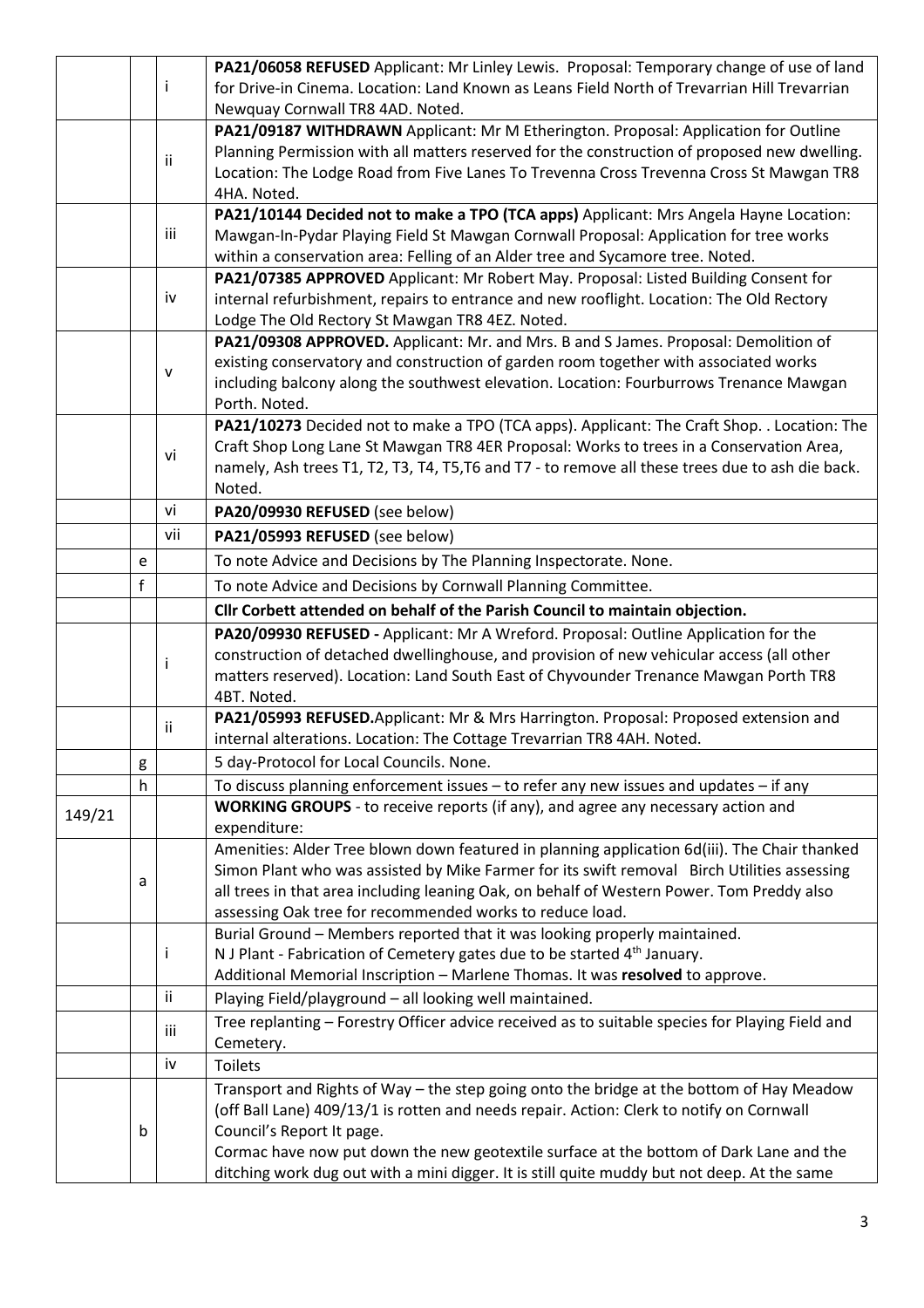| | | | |
|---|---|---|---|
| | | i | **PA21/06058 REFUSED** Applicant: Mr Linley Lewis. Proposal: Temporary change of use of land for Drive-in Cinema. Location: Land Known as Leans Field North of Trevarrian Hill Trevarrian Newquay Cornwall TR8 4AD. Noted. |
| | | ii | **PA21/09187 WITHDRAWN** Applicant: Mr M Etherington. Proposal: Application for Outline Planning Permission with all matters reserved for the construction of proposed new dwelling. Location: The Lodge Road from Five Lanes To Trevenna Cross Trevenna Cross St Mawgan TR8 4HA. Noted. |
| | | iii | **PA21/10144 Decided not to make a TPO (TCA apps)** Applicant: Mrs Angela Hayne Location: Mawgan-In-Pydar Playing Field St Mawgan Cornwall Proposal: Application for tree works within a conservation area: Felling of an Alder tree and Sycamore tree. Noted. |
| | | iv | **PA21/07385 APPROVED** Applicant: Mr Robert May. Proposal: Listed Building Consent for internal refurbishment, repairs to entrance and new rooflight. Location: The Old Rectory Lodge The Old Rectory St Mawgan TR8 4EZ. Noted. |
| | | v | **PA21/09308 APPROVED.** Applicant: Mr. and Mrs. B and S James. Proposal: Demolition of existing conservatory and construction of garden room together with associated works including balcony along the southwest elevation. Location: Fourburrows Trenance Mawgan Porth. Noted. |
| | | vi | **PA21/10273** Decided not to make a TPO (TCA apps). Applicant: The Craft Shop. . Location: The Craft Shop Long Lane St Mawgan TR8 4ER Proposal: Works to trees in a Conservation Area, namely, Ash trees T1, T2, T3, T4, T5,T6 and T7 - to remove all these trees due to ash die back. Noted. |
| | | vi | **PA20/09930 REFUSED** (see below) |
| | | vii | **PA21/05993 REFUSED** (see below) |
| | e | | To note Advice and Decisions by The Planning Inspectorate. None. |
| | f | | To note Advice and Decisions by Cornwall Planning Committee. |
| | | | **Cllr Corbett attended on behalf of the Parish Council to maintain objection.** |
| | | i | **PA20/09930 REFUSED -** Applicant: Mr A Wreford. Proposal: Outline Application for the construction of detached dwellinghouse, and provision of new vehicular access (all other matters reserved). Location: Land South East of Chyvounder Trenance Mawgan Porth TR8 4BT. Noted. |
| | | ii | **PA21/05993 REFUSED.**Applicant: Mr & Mrs Harrington. Proposal: Proposed extension and internal alterations. Location: The Cottage Trevarrian TR8 4AH. Noted. |
| | g | | 5 day-Protocol for Local Councils. None. |
| | h | | To discuss planning enforcement issues – to refer any new issues and updates – if any |
| 149/21 | | | **WORKING GROUPS** - to receive reports (if any), and agree any necessary action and expenditure: |
| | a | | Amenities: Alder Tree blown down featured in planning application 6d(iii). The Chair thanked Simon Plant who was assisted by Mike Farmer for its swift removal Birch Utilities assessing all trees in that area including leaning Oak, on behalf of Western Power. Tom Preddy also assessing Oak tree for recommended works to reduce load. |
| | | i | Burial Ground – Members reported that it was looking properly maintained.<br>N J Plant - Fabrication of Cemetery gates due to be started 4th January.<br>Additional Memorial Inscription – Marlene Thomas. It was **resolved** to approve. |
| | | ii | Playing Field/playground – all looking well maintained. |
| | | iii | Tree replanting – Forestry Officer advice received as to suitable species for Playing Field and Cemetery. |
| | | iv | Toilets |
| | b | | Transport and Rights of Way – the step going onto the bridge at the bottom of Hay Meadow (off Ball Lane) 409/13/1 is rotten and needs repair. Action: Clerk to notify on Cornwall Council's Report It page.<br>Cormac have now put down the new geotextile surface at the bottom of Dark Lane and the ditching work dug out with a mini digger. It is still quite muddy but not deep. At the same |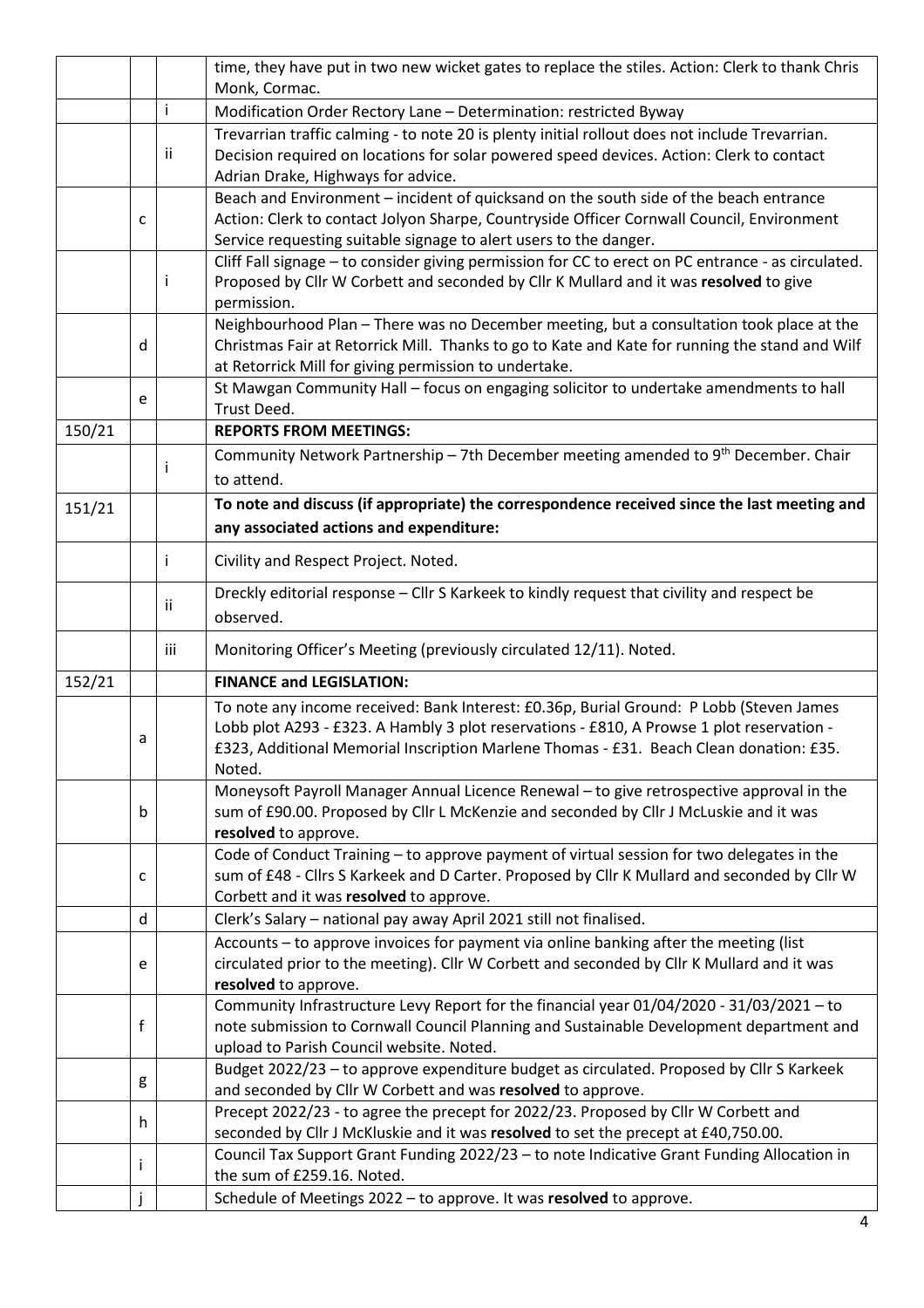| | | | |
|---|---|---|---|
| | | | time, they have put in two new wicket gates to replace the stiles. Action: Clerk to thank Chris Monk, Cormac. |
| | | i | Modification Order Rectory Lane – Determination: restricted Byway |
| | | ii | Trevarrian traffic calming - to note 20 is plenty initial rollout does not include Trevarrian. Decision required on locations for solar powered speed devices. Action: Clerk to contact Adrian Drake, Highways for advice. |
| | c | | Beach and Environment – incident of quicksand on the south side of the beach entrance Action: Clerk to contact Jolyon Sharpe, Countryside Officer Cornwall Council, Environment Service requesting suitable signage to alert users to the danger. |
| | | i | Cliff Fall signage – to consider giving permission for CC to erect on PC entrance - as circulated. Proposed by Cllr W Corbett and seconded by Cllr K Mullard and it was **resolved** to give permission. |
| | d | | Neighbourhood Plan – There was no December meeting, but a consultation took place at the Christmas Fair at Retorrick Mill. Thanks to go to Kate and Kate for running the stand and Wilf at Retorrick Mill for giving permission to undertake. |
| | e | | St Mawgan Community Hall – focus on engaging solicitor to undertake amendments to hall Trust Deed. |
| 150/21 | | | **REPORTS FROM MEETINGS:** |
| | | i | Community Network Partnership – 7th December meeting amended to 9th December. Chair to attend. |
| 151/21 | | | **To note and discuss (if appropriate) the correspondence received since the last meeting and any associated actions and expenditure:** |
| | | i | Civility and Respect Project. Noted. |
| | | ii | Dreckly editorial response – Cllr S Karkeek to kindly request that civility and respect be observed. |
| | | iii | Monitoring Officer's Meeting (previously circulated 12/11). Noted. |
| 152/21 | | | **FINANCE and LEGISLATION:** |
| | a | | To note any income received: Bank Interest: £0.36p, Burial Ground: P Lobb (Steven James Lobb plot A293 - £323. A Hambly 3 plot reservations - £810, A Prowse 1 plot reservation - £323, Additional Memorial Inscription Marlene Thomas - £31. Beach Clean donation: £35. Noted. |
| | b | | Moneysoft Payroll Manager Annual Licence Renewal – to give retrospective approval in the sum of £90.00. Proposed by Cllr L McKenzie and seconded by Cllr J McLuskie and it was **resolved** to approve. |
| | c | | Code of Conduct Training – to approve payment of virtual session for two delegates in the sum of £48 - Cllrs S Karkeek and D Carter. Proposed by Cllr K Mullard and seconded by Cllr W Corbett and it was **resolved** to approve. |
| | d | | Clerk's Salary – national pay away April 2021 still not finalised. |
| | e | | Accounts – to approve invoices for payment via online banking after the meeting (list circulated prior to the meeting). Cllr W Corbett and seconded by Cllr K Mullard and it was **resolved** to approve. |
| | f | | Community Infrastructure Levy Report for the financial year 01/04/2020 - 31/03/2021 – to note submission to Cornwall Council Planning and Sustainable Development department and upload to Parish Council website. Noted. |
| | g | | Budget 2022/23 – to approve expenditure budget as circulated. Proposed by Cllr S Karkeek and seconded by Cllr W Corbett and was **resolved** to approve. |
| | h | | Precept 2022/23 - to agree the precept for 2022/23. Proposed by Cllr W Corbett and seconded by Cllr J McKluskie and it was **resolved** to set the precept at £40,750.00. |
| | i | | Council Tax Support Grant Funding 2022/23 – to note Indicative Grant Funding Allocation in the sum of £259.16. Noted. |
| | j | | Schedule of Meetings 2022 – to approve. It was **resolved** to approve. |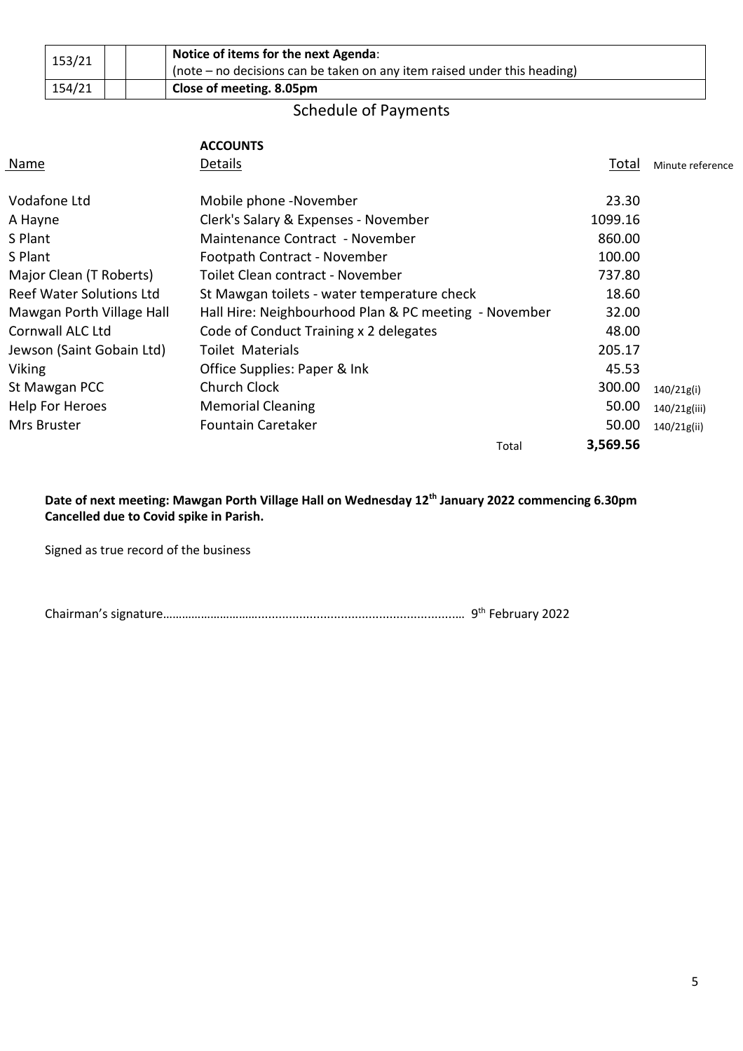| | | | |
|---|---|---|---|
| 153/21 | | | **Notice of items for the next Agenda**: (note – no decisions can be taken on any item raised under this heading) |
| 154/21 | | | **Close of meeting. 8.05pm** |

## Schedule of Payments

| Name | **ACCOUNTS** Details | Total | Minute reference |
|---|---|---|---|
| Vodafone Ltd | Mobile phone -November | 23.30 | |
| A Hayne | Clerk's Salary & Expenses - November | 1099.16 | |
| S Plant | Maintenance Contract - November | 860.00 | |
| S Plant | Footpath Contract - November | 100.00 | |
| Major Clean (T Roberts) | Toilet Clean contract - November | 737.80 | |
| Reef Water Solutions Ltd | St Mawgan toilets - water temperature check | 18.60 | |
| Mawgan Porth Village Hall | Hall Hire: Neighbourhood Plan & PC meeting - November | 32.00 | |
| Cornwall ALC Ltd | Code of Conduct Training x 2 delegates | 48.00 | |
| Jewson (Saint Gobain Ltd) | Toilet Materials | 205.17 | |
| Viking | Office Supplies: Paper & Ink | 45.53 | |
| St Mawgan PCC | Church Clock | 300.00 | 140/21g(i) |
| Help For Heroes | Memorial Cleaning | 50.00 | 140/21g(iii) |
| Mrs Bruster | Fountain Caretaker | 50.00 | 140/21g(ii) |
| | Total | **3,569.56** | |

**Date of next meeting: Mawgan Porth Village Hall on Wednesday 12th January 2022 commencing 6.30pm Cancelled due to Covid spike in Parish.**

Signed as true record of the business

Chairman's signature………………………........................................................ 9th February 2022